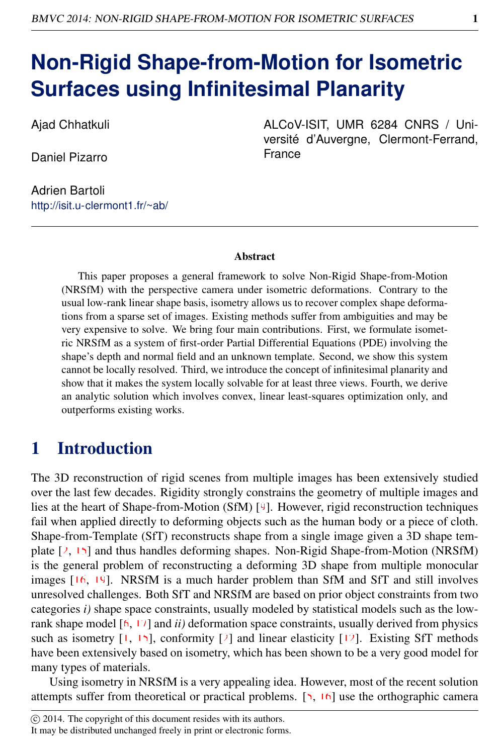# Non-Rigid Shape-from-Motion for Isometric Surfaces using Infinitesimal Planarity

Ajad Chhatkuli

Daniel Pizarro

Adrien Bartoli
http://isit.u-clermont1.fr/~ab/

ALCoV-ISIT, UMR 6284 CNRS / Université d'Auvergne, Clermont-Ferrand, France

### Abstract

This paper proposes a general framework to solve Non-Rigid Shape-from-Motion (NRSfM) with the perspective camera under isometric deformations. Contrary to the usual low-rank linear shape basis, isometry allows us to recover complex shape deformations from a sparse set of images. Existing methods suffer from ambiguities and may be very expensive to solve. We bring four main contributions. First, we formulate isometric NRSfM as a system of first-order Partial Differential Equations (PDE) involving the shape's depth and normal field and an unknown template. Second, we show this system cannot be locally resolved. Third, we introduce the concept of infinitesimal planarity and show that it makes the system locally solvable for at least three views. Fourth, we derive an analytic solution which involves convex, linear least-squares optimization only, and outperforms existing works.

## 1 Introduction

The 3D reconstruction of rigid scenes from multiple images has been extensively studied over the last few decades. Rigidity strongly constrains the geometry of multiple images and lies at the heart of Shape-from-Motion (SfM) [9]. However, rigid reconstruction techniques fail when applied directly to deforming objects such as the human body or a piece of cloth. Shape-from-Template (SfT) reconstructs shape from a single image given a 3D shape template [2, 15] and thus handles deforming shapes. Non-Rigid Shape-from-Motion (NRSfM) is the general problem of reconstructing a deforming 3D shape from multiple monocular images [16, 19]. NRSfM is a much harder problem than SfM and SfT and still involves unresolved challenges. Both SfT and NRSfM are based on prior object constraints from two categories *i)* shape space constraints, usually modeled by statistical models such as the low-rank shape model [6, 17] and *ii)* deformation space constraints, usually derived from physics such as isometry [1, 15], conformity [2] and linear elasticity [12]. Existing SfT methods have been extensively based on isometry, which has been shown to be a very good model for many types of materials.

Using isometry in NRSfM is a very appealing idea. However, most of the recent solution attempts suffer from theoretical or practical problems. [5, 16] use the orthographic camera

© 2014. The copyright of this document resides with its authors.
It may be distributed unchanged freely in print or electronic forms.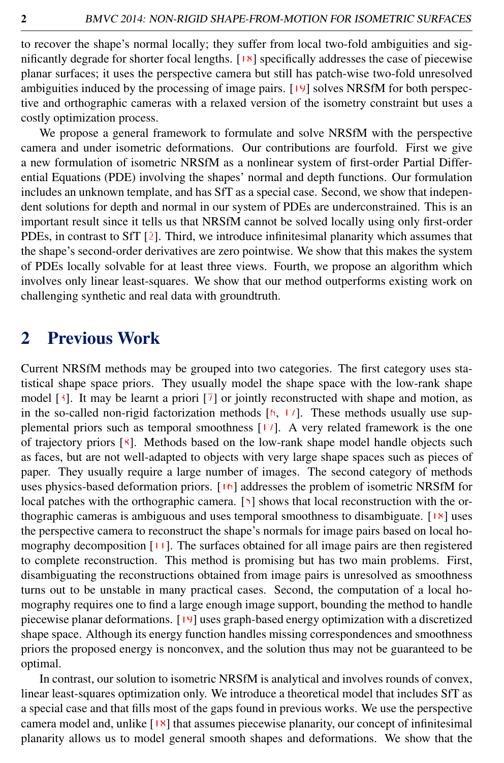to recover the shape's normal locally; they suffer from local two-fold ambiguities and significantly degrade for shorter focal lengths. [18] specifically addresses the case of piecewise planar surfaces; it uses the perspective camera but still has patch-wise two-fold unresolved ambiguities induced by the processing of image pairs. [19] solves NRSfM for both perspective and orthographic cameras with a relaxed version of the isometry constraint but uses a costly optimization process.

We propose a general framework to formulate and solve NRSfM with the perspective camera and under isometric deformations. Our contributions are fourfold. First we give a new formulation of isometric NRSfM as a nonlinear system of first-order Partial Differential Equations (PDE) involving the shapes' normal and depth functions. Our formulation includes an unknown template, and has SfT as a special case. Second, we show that independent solutions for depth and normal in our system of PDEs are underconstrained. This is an important result since it tells us that NRSfM cannot be solved locally using only first-order PDEs, in contrast to SfT [2]. Third, we introduce infinitesimal planarity which assumes that the shape's second-order derivatives are zero pointwise. We show that this makes the system of PDEs locally solvable for at least three views. Fourth, we propose an algorithm which involves only linear least-squares. We show that our method outperforms existing work on challenging synthetic and real data with groundtruth.

## 2 Previous Work

Current NRSfM methods may be grouped into two categories. The first category uses statistical shape space priors. They usually model the shape space with the low-rank shape model [4]. It may be learnt a priori [7] or jointly reconstructed with shape and motion, as in the so-called non-rigid factorization methods [6, 17]. These methods usually use supplemental priors such as temporal smoothness [17]. A very related framework is the one of trajectory priors [8]. Methods based on the low-rank shape model handle objects such as faces, but are not well-adapted to objects with very large shape spaces such as pieces of paper. They usually require a large number of images. The second category of methods uses physics-based deformation priors. [16] addresses the problem of isometric NRSfM for local patches with the orthographic camera. [5] shows that local reconstruction with the orthographic cameras is ambiguous and uses temporal smoothness to disambiguate. [18] uses the perspective camera to reconstruct the shape's normals for image pairs based on local homography decomposition [11]. The surfaces obtained for all image pairs are then registered to complete reconstruction. This method is promising but has two main problems. First, disambiguating the reconstructions obtained from image pairs is unresolved as smoothness turns out to be unstable in many practical cases. Second, the computation of a local homography requires one to find a large enough image support, bounding the method to handle piecewise planar deformations. [19] uses graph-based energy optimization with a discretized shape space. Although its energy function handles missing correspondences and smoothness priors the proposed energy is nonconvex, and the solution thus may not be guaranteed to be optimal.

In contrast, our solution to isometric NRSfM is analytical and involves rounds of convex, linear least-squares optimization only. We introduce a theoretical model that includes SfT as a special case and that fills most of the gaps found in previous works. We use the perspective camera model and, unlike [18] that assumes piecewise planarity, our concept of infinitesimal planarity allows us to model general smooth shapes and deformations. We show that the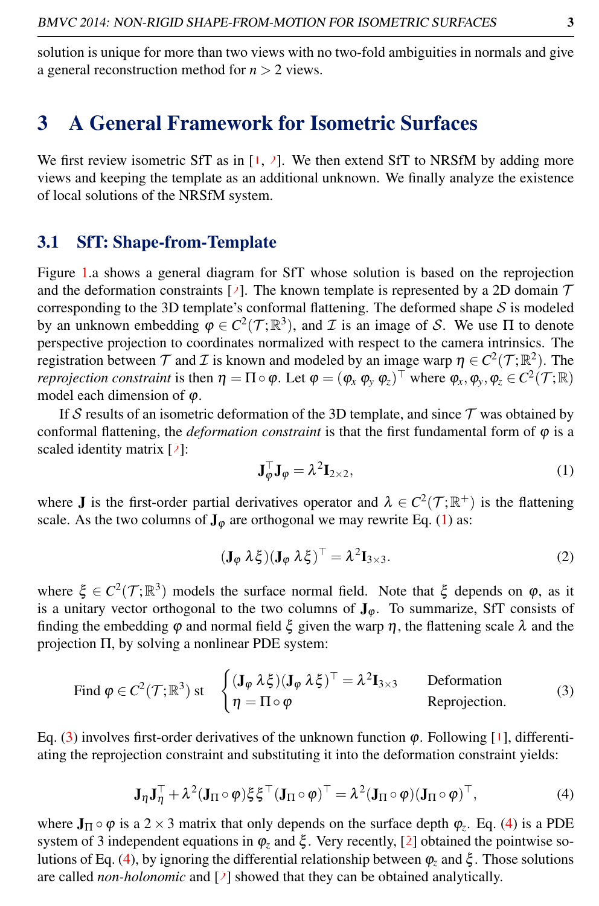solution is unique for more than two views with no two-fold ambiguities in normals and give a general reconstruction method for $n > 2$ views.

## 3 A General Framework for Isometric Surfaces

We first review isometric SfT as in [1, 7]. We then extend SfT to NRSfM by adding more views and keeping the template as an additional unknown. We finally analyze the existence of local solutions of the NRSfM system.

### 3.1 SfT: Shape-from-Template

Figure 1.a shows a general diagram for SfT whose solution is based on the reprojection and the deformation constraints [7]. The known template is represented by a 2D domain $\mathcal{T}$ corresponding to the 3D template's conformal flattening. The deformed shape $\mathcal{S}$ is modeled by an unknown embedding $\varphi \in C^2(\mathcal{T};\mathbb{R}^3)$, and $\mathcal{I}$ is an image of $\mathcal{S}$. We use $\Pi$ to denote perspective projection to coordinates normalized with respect to the camera intrinsics. The registration between $\mathcal{T}$ and $\mathcal{I}$ is known and modeled by an image warp $\eta \in C^2(\mathcal{T};\mathbb{R}^2)$. The *reprojection constraint* is then $\eta = \Pi \circ \varphi$. Let $\varphi = (\varphi_x\ \varphi_y\ \varphi_z)^\top$ where $\varphi_x, \varphi_y, \varphi_z \in C^2(\mathcal{T};\mathbb{R})$ model each dimension of $\varphi$.

If $\mathcal{S}$ results of an isometric deformation of the 3D template, and since $\mathcal{T}$ was obtained by conformal flattening, the *deformation constraint* is that the first fundamental form of $\varphi$ is a scaled identity matrix [7]:

$$\mathbf{J}_\varphi^\top \mathbf{J}_\varphi = \lambda^2 \mathbf{I}_{2\times 2}, \tag{1}$$

where $\mathbf{J}$ is the first-order partial derivatives operator and $\lambda \in C^2(\mathcal{T};\mathbb{R}^+)$ is the flattening scale. As the two columns of $\mathbf{J}_\varphi$ are orthogonal we may rewrite Eq. (1) as:

$$(\mathbf{J}_\varphi\ \lambda\xi)(\mathbf{J}_\varphi\ \lambda\xi)^\top = \lambda^2 \mathbf{I}_{3\times 3}. \tag{2}$$

where $\xi \in C^2(\mathcal{T};\mathbb{R}^3)$ models the surface normal field. Note that $\xi$ depends on $\varphi$, as it is a unitary vector orthogonal to the two columns of $\mathbf{J}_\varphi$. To summarize, SfT consists of finding the embedding $\varphi$ and normal field $\xi$ given the warp $\eta$, the flattening scale $\lambda$ and the projection $\Pi$, by solving a nonlinear PDE system:

$$\text{Find } \varphi \in C^2(\mathcal{T};\mathbb{R}^3) \text{ st } \begin{cases} (\mathbf{J}_\varphi\ \lambda\xi)(\mathbf{J}_\varphi\ \lambda\xi)^\top = \lambda^2 \mathbf{I}_{3\times 3} & \text{Deformation} \\ \eta = \Pi \circ \varphi & \text{Reprojection.} \end{cases} \tag{3}$$

Eq. (3) involves first-order derivatives of the unknown function $\varphi$. Following [1], differentiating the reprojection constraint and substituting it into the deformation constraint yields:

$$\mathbf{J}_\eta \mathbf{J}_\eta^\top + \lambda^2 (\mathbf{J}_\Pi \circ \varphi)\xi\xi^\top (\mathbf{J}_\Pi \circ \varphi)^\top = \lambda^2 (\mathbf{J}_\Pi \circ \varphi)(\mathbf{J}_\Pi \circ \varphi)^\top, \tag{4}$$

where $\mathbf{J}_\Pi \circ \varphi$ is a $2\times 3$ matrix that only depends on the surface depth $\varphi_z$. Eq. (4) is a PDE system of 3 independent equations in $\varphi_z$ and $\xi$. Very recently, [2] obtained the pointwise solutions of Eq. (4), by ignoring the differential relationship between $\varphi_z$ and $\xi$. Those solutions are called *non-holonomic* and [7] showed that they can be obtained analytically.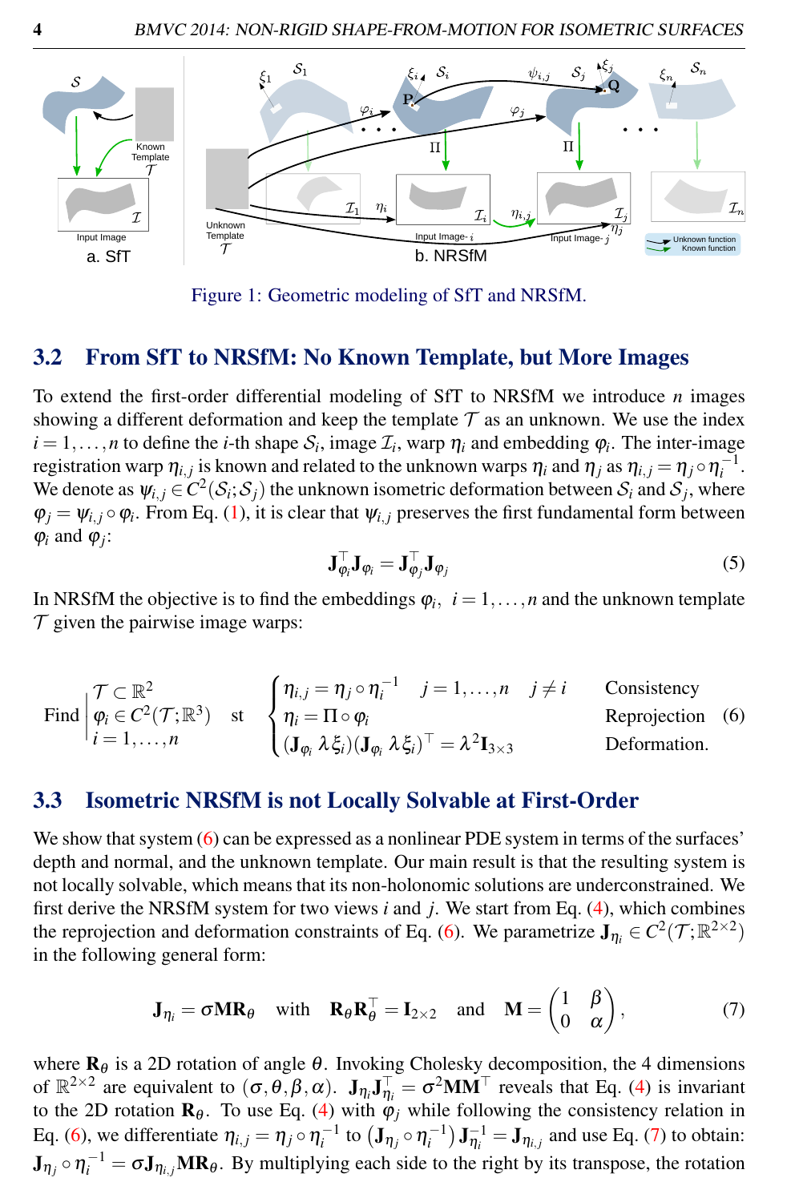Figure 1: Geometric modeling of SfT and NRSfM.

## 3.2 From SfT to NRSfM: No Known Template, but More Images

To extend the first-order differential modeling of SfT to NRSfM we introduce $n$ images showing a different deformation and keep the template $\mathcal{T}$ as an unknown. We use the index $i = 1, \ldots, n$ to define the $i$-th shape $\mathcal{S}_i$, image $\mathcal{I}_i$, warp $\eta_i$ and embedding $\varphi_i$. The inter-image registration warp $\eta_{i,j}$ is known and related to the unknown warps $\eta_i$ and $\eta_j$ as $\eta_{i,j} = \eta_j \circ \eta_i^{-1}$. We denote as $\psi_{i,j} \in C^2(\mathcal{S}_i; \mathcal{S}_j)$ the unknown isometric deformation between $\mathcal{S}_i$ and $\mathcal{S}_j$, where $\varphi_j = \psi_{i,j} \circ \varphi_i$. From Eq. (1), it is clear that $\psi_{i,j}$ preserves the first fundamental form between $\varphi_i$ and $\varphi_j$:

$$\mathbf{J}_{\varphi_i}^\top \mathbf{J}_{\varphi_i} = \mathbf{J}_{\varphi_j}^\top \mathbf{J}_{\varphi_j} \tag{5}$$

In NRSfM the objective is to find the embeddings $\varphi_i$, $i = 1, \ldots, n$ and the unknown template $\mathcal{T}$ given the pairwise image warps:

$$\text{Find} \left| \begin{array}{l} \mathcal{T} \subset \mathbb{R}^2 \\ \varphi_i \in C^2(\mathcal{T}; \mathbb{R}^3) \\ i = 1, \ldots, n \end{array} \right. \quad \text{st} \quad \begin{cases} \eta_{i,j} = \eta_j \circ \eta_i^{-1} \quad j = 1, \ldots, n \quad j \neq i & \text{Consistency} \\ \eta_i = \Pi \circ \varphi_i & \text{Reprojection} \\ (\mathbf{J}_{\varphi_i}\, \lambda \xi_i)(\mathbf{J}_{\varphi_i}\, \lambda \xi_i)^\top = \lambda^2 \mathbf{I}_{3\times 3} & \text{Deformation.} \end{cases} \tag{6}$$

## 3.3 Isometric NRSfM is not Locally Solvable at First-Order

We show that system (6) can be expressed as a nonlinear PDE system in terms of the surfaces' depth and normal, and the unknown template. Our main result is that the resulting system is not locally solvable, which means that its non-holonomic solutions are underconstrained. We first derive the NRSfM system for two views $i$ and $j$. We start from Eq. (4), which combines the reprojection and deformation constraints of Eq. (6). We parametrize $\mathbf{J}_{\eta_i} \in C^2(\mathcal{T}; \mathbb{R}^{2\times 2})$ in the following general form:

$$\mathbf{J}_{\eta_i} = \sigma \mathbf{M} \mathbf{R}_\theta \quad \text{with} \quad \mathbf{R}_\theta \mathbf{R}_\theta^\top = \mathbf{I}_{2\times 2} \quad \text{and} \quad \mathbf{M} = \begin{pmatrix} 1 & \beta \\ 0 & \alpha \end{pmatrix}, \tag{7}$$

where $\mathbf{R}_\theta$ is a 2D rotation of angle $\theta$. Invoking Cholesky decomposition, the 4 dimensions of $\mathbb{R}^{2\times 2}$ are equivalent to $(\sigma, \theta, \beta, \alpha)$. $\mathbf{J}_{\eta_i} \mathbf{J}_{\eta_i}^\top = \sigma^2 \mathbf{M}\mathbf{M}^\top$ reveals that Eq. (4) is invariant to the 2D rotation $\mathbf{R}_\theta$. To use Eq. (4) with $\varphi_j$ while following the consistency relation in Eq. (6), we differentiate $\eta_{i,j} = \eta_j \circ \eta_i^{-1}$ to $\left(\mathbf{J}_{\eta_j} \circ \eta_i^{-1}\right) \mathbf{J}_{\eta_i}^{-1} = \mathbf{J}_{\eta_{i,j}}$ and use Eq. (7) to obtain: $\mathbf{J}_{\eta_j} \circ \eta_i^{-1} = \sigma \mathbf{J}_{\eta_{i,j}} \mathbf{M} \mathbf{R}_\theta$. By multiplying each side to the right by its transpose, the rotation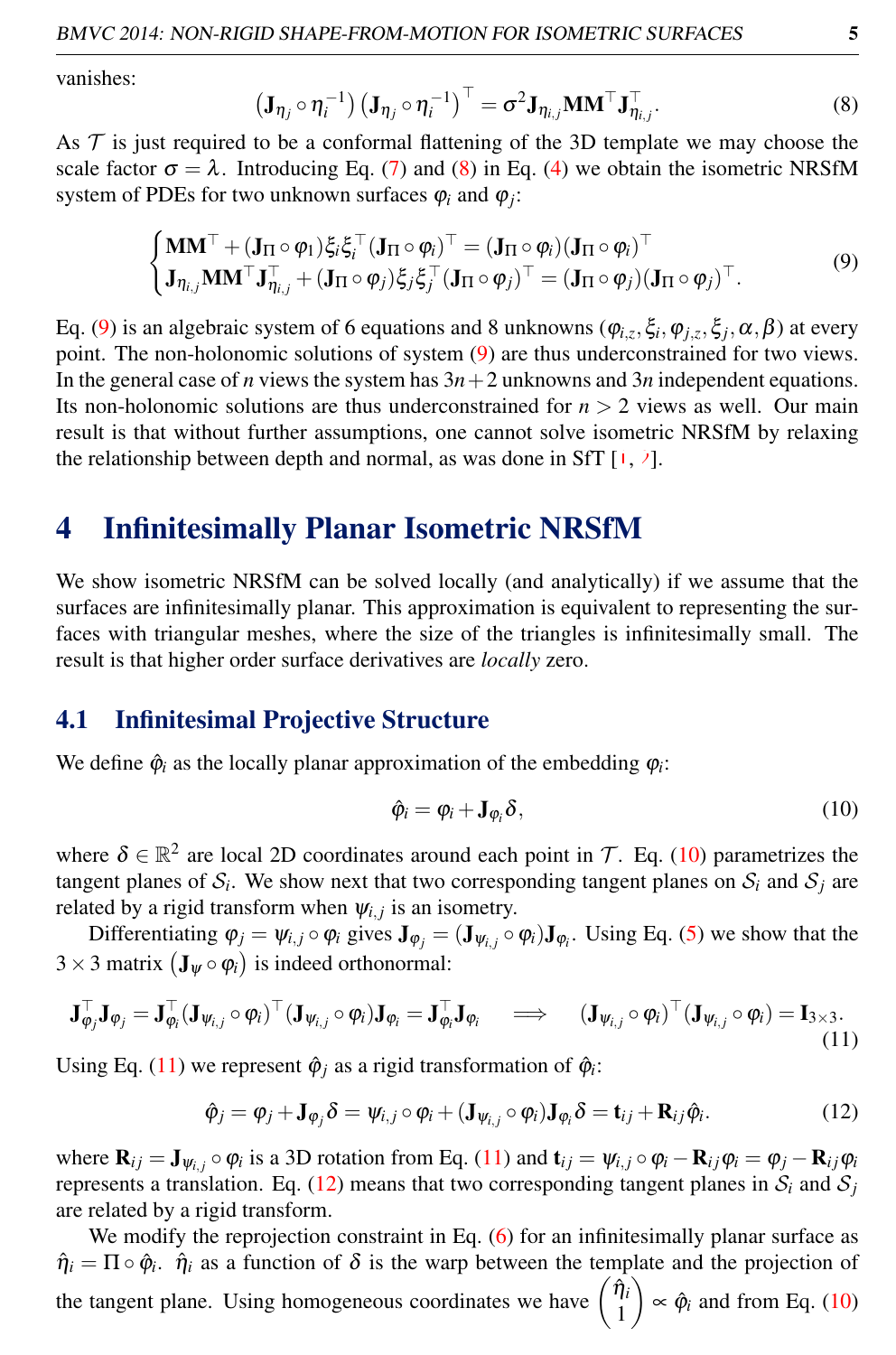vanishes:

$$\left(\mathbf{J}_{\eta_j} \circ \eta_i^{-1}\right)\left(\mathbf{J}_{\eta_j} \circ \eta_i^{-1}\right)^\top = \sigma^2 \mathbf{J}_{\eta_{i,j}} \mathbf{M}\mathbf{M}^\top \mathbf{J}_{\eta_{i,j}}^\top. \tag{8}$$

As $\mathcal{T}$ is just required to be a conformal flattening of the 3D template we may choose the scale factor $\sigma = \lambda$. Introducing Eq. (7) and (8) in Eq. (4) we obtain the isometric NRSfM system of PDEs for two unknown surfaces $\varphi_i$ and $\varphi_j$:

$$\begin{cases} \mathbf{M}\mathbf{M}^\top + (\mathbf{J}_\Pi \circ \varphi_1)\xi_i\xi_i^\top(\mathbf{J}_\Pi \circ \varphi_i)^\top = (\mathbf{J}_\Pi \circ \varphi_i)(\mathbf{J}_\Pi \circ \varphi_i)^\top \\ \mathbf{J}_{\eta_{i,j}} \mathbf{M}\mathbf{M}^\top \mathbf{J}_{\eta_{i,j}}^\top + (\mathbf{J}_\Pi \circ \varphi_j)\xi_j\xi_j^\top(\mathbf{J}_\Pi \circ \varphi_j)^\top = (\mathbf{J}_\Pi \circ \varphi_j)(\mathbf{J}_\Pi \circ \varphi_j)^\top. \end{cases} \tag{9}$$

Eq. (9) is an algebraic system of 6 equations and 8 unknowns $(\varphi_{i,z}, \xi_i, \varphi_{j,z}, \xi_j, \alpha, \beta)$ at every point. The non-holonomic solutions of system (9) are thus underconstrained for two views. In the general case of $n$ views the system has $3n+2$ unknowns and $3n$ independent equations. Its non-holonomic solutions are thus underconstrained for $n > 2$ views as well. Our main result is that without further assumptions, one cannot solve isometric NRSfM by relaxing the relationship between depth and normal, as was done in SfT [1, 7].

# 4 Infinitesimally Planar Isometric NRSfM

We show isometric NRSfM can be solved locally (and analytically) if we assume that the surfaces are infinitesimally planar. This approximation is equivalent to representing the surfaces with triangular meshes, where the size of the triangles is infinitesimally small. The result is that higher order surface derivatives are *locally* zero.

## 4.1 Infinitesimal Projective Structure

We define $\hat{\varphi}_i$ as the locally planar approximation of the embedding $\varphi_i$:

$$\hat{\varphi}_i = \varphi_i + \mathbf{J}_{\varphi_i}\delta, \tag{10}$$

where $\delta \in \mathbb{R}^2$ are local 2D coordinates around each point in $\mathcal{T}$. Eq. (10) parametrizes the tangent planes of $\mathcal{S}_i$. We show next that two corresponding tangent planes on $\mathcal{S}_i$ and $\mathcal{S}_j$ are related by a rigid transform when $\psi_{i,j}$ is an isometry.

Differentiating $\varphi_j = \psi_{i,j} \circ \varphi_i$ gives $\mathbf{J}_{\varphi_j} = (\mathbf{J}_{\psi_{i,j}} \circ \varphi_i)\mathbf{J}_{\varphi_i}$. Using Eq. (5) we show that the $3 \times 3$ matrix $\left(\mathbf{J}_\psi \circ \varphi_i\right)$ is indeed orthonormal:

$$\mathbf{J}_{\varphi_j}^\top \mathbf{J}_{\varphi_j} = \mathbf{J}_{\varphi_i}^\top (\mathbf{J}_{\psi_{i,j}} \circ \varphi_i)^\top (\mathbf{J}_{\psi_{i,j}} \circ \varphi_i)\mathbf{J}_{\varphi_i} = \mathbf{J}_{\varphi_i}^\top \mathbf{J}_{\varphi_i} \quad \Longrightarrow \quad (\mathbf{J}_{\psi_{i,j}} \circ \varphi_i)^\top (\mathbf{J}_{\psi_{i,j}} \circ \varphi_i) = \mathbf{I}_{3\times 3}. \tag{11}$$

Using Eq. (11) we represent $\hat{\varphi}_j$ as a rigid transformation of $\hat{\varphi}_i$:

$$\hat{\varphi}_j = \varphi_j + \mathbf{J}_{\varphi_j}\delta = \psi_{i,j} \circ \varphi_i + (\mathbf{J}_{\psi_{i,j}} \circ \varphi_i)\mathbf{J}_{\varphi_i}\delta = \mathbf{t}_{ij} + \mathbf{R}_{ij}\hat{\varphi}_i. \tag{12}$$

where $\mathbf{R}_{ij} = \mathbf{J}_{\psi_{i,j}} \circ \varphi_i$ is a 3D rotation from Eq. (11) and $\mathbf{t}_{ij} = \psi_{i,j} \circ \varphi_i - \mathbf{R}_{ij}\varphi_i = \varphi_j - \mathbf{R}_{ij}\varphi_i$ represents a translation. Eq. (12) means that two corresponding tangent planes in $\mathcal{S}_i$ and $\mathcal{S}_j$ are related by a rigid transform.

We modify the reprojection constraint in Eq. (6) for an infinitesimally planar surface as $\hat{\eta}_i = \Pi \circ \hat{\varphi}_i$. $\hat{\eta}_i$ as a function of $\delta$ is the warp between the template and the projection of the tangent plane. Using homogeneous coordinates we have $\begin{pmatrix} \hat{\eta}_i \\ 1 \end{pmatrix} \propto \hat{\varphi}_i$ and from Eq. (10)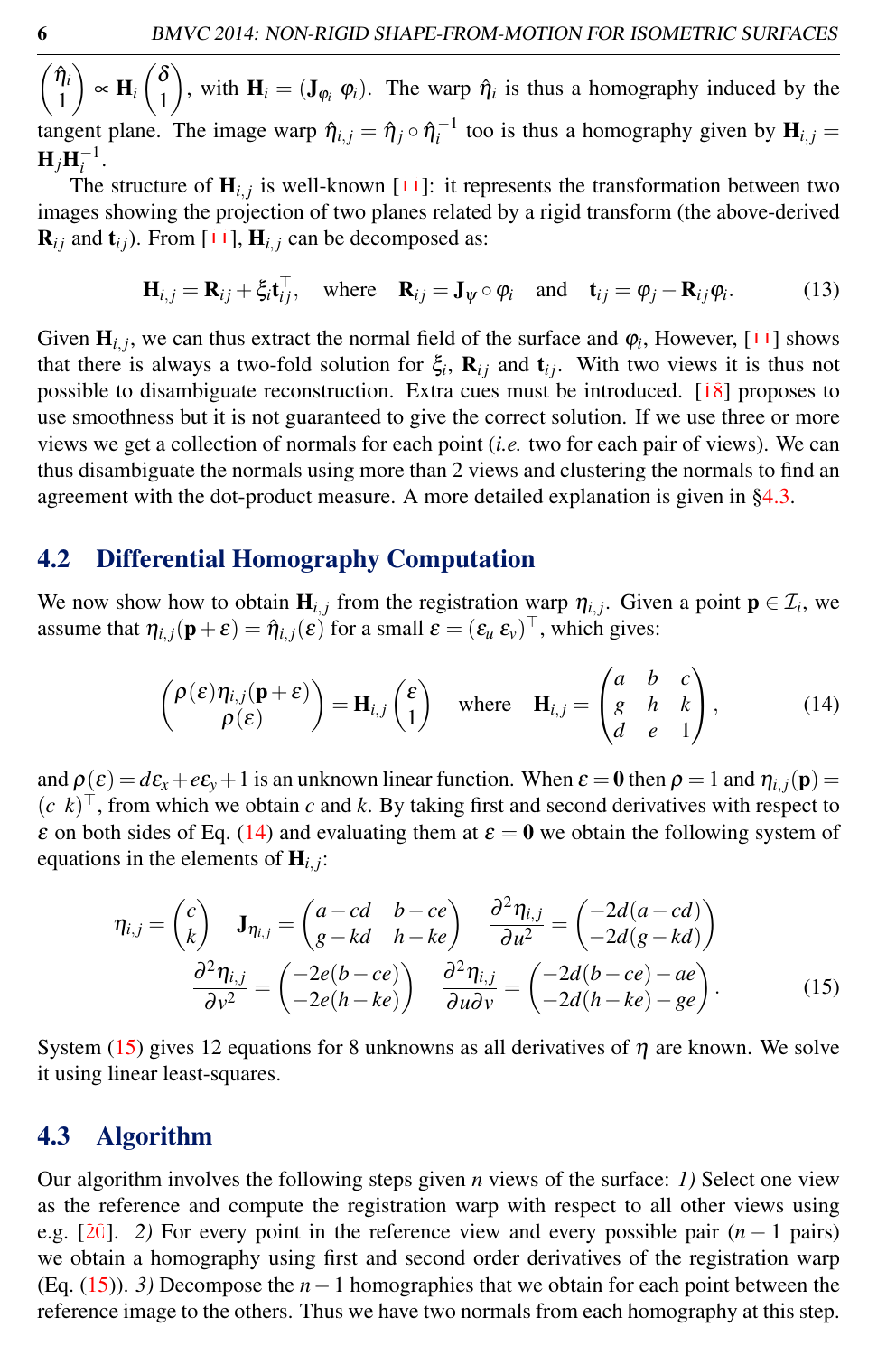$\begin{pmatrix} \hat{\eta}_i \\ 1 \end{pmatrix} \propto \mathbf{H}_i \begin{pmatrix} \delta \\ 1 \end{pmatrix}$, with $\mathbf{H}_i = (\mathbf{J}_{\varphi_i} \; \varphi_i)$. The warp $\hat{\eta}_i$ is thus a homography induced by the tangent plane. The image warp $\hat{\eta}_{i,j} = \hat{\eta}_j \circ \hat{\eta}_i^{-1}$ too is thus a homography given by $\mathbf{H}_{i,j} = \mathbf{H}_j \mathbf{H}_i^{-1}$.

The structure of $\mathbf{H}_{i,j}$ is well-known [11]: it represents the transformation between two images showing the projection of two planes related by a rigid transform (the above-derived $\mathbf{R}_{ij}$ and $\mathbf{t}_{ij}$). From [11], $\mathbf{H}_{i,j}$ can be decomposed as:

$$\mathbf{H}_{i,j} = \mathbf{R}_{ij} + \xi_i \mathbf{t}_{ij}^\top, \quad \text{where} \quad \mathbf{R}_{ij} = \mathbf{J}_\psi \circ \varphi_i \quad \text{and} \quad \mathbf{t}_{ij} = \varphi_j - \mathbf{R}_{ij}\varphi_i. \tag{13}$$

Given $\mathbf{H}_{i,j}$, we can thus extract the normal field of the surface and $\varphi_i$, However, [11] shows that there is always a two-fold solution for $\xi_i$, $\mathbf{R}_{ij}$ and $\mathbf{t}_{ij}$. With two views it is thus not possible to disambiguate reconstruction. Extra cues must be introduced. [18] proposes to use smoothness but it is not guaranteed to give the correct solution. If we use three or more views we get a collection of normals for each point (*i.e.* two for each pair of views). We can thus disambiguate the normals using more than 2 views and clustering the normals to find an agreement with the dot-product measure. A more detailed explanation is given in §4.3.

## 4.2 Differential Homography Computation

We now show how to obtain $\mathbf{H}_{i,j}$ from the registration warp $\eta_{i,j}$. Given a point $\mathbf{p} \in \mathcal{I}_i$, we assume that $\eta_{i,j}(\mathbf{p} + \varepsilon) = \hat{\eta}_{i,j}(\varepsilon)$ for a small $\varepsilon = (\varepsilon_u \; \varepsilon_v)^\top$, which gives:

$$\begin{pmatrix} \rho(\varepsilon)\eta_{i,j}(\mathbf{p}+\varepsilon) \\ \rho(\varepsilon) \end{pmatrix} = \mathbf{H}_{i,j} \begin{pmatrix} \varepsilon \\ 1 \end{pmatrix} \quad \text{where} \quad \mathbf{H}_{i,j} = \begin{pmatrix} a & b & c \\ g & h & k \\ d & e & 1 \end{pmatrix}, \tag{14}$$

and $\rho(\varepsilon) = d\varepsilon_x + e\varepsilon_y + 1$ is an unknown linear function. When $\varepsilon = \mathbf{0}$ then $\rho = 1$ and $\eta_{i,j}(\mathbf{p}) = (c \;\; k)^\top$, from which we obtain $c$ and $k$. By taking first and second derivatives with respect to $\varepsilon$ on both sides of Eq. (14) and evaluating them at $\varepsilon = \mathbf{0}$ we obtain the following system of equations in the elements of $\mathbf{H}_{i,j}$:

$$\eta_{i,j} = \begin{pmatrix} c \\ k \end{pmatrix} \quad \mathbf{J}_{\eta_{i,j}} = \begin{pmatrix} a - cd & b - ce \\ g - kd & h - ke \end{pmatrix} \quad \frac{\partial^2 \eta_{i,j}}{\partial u^2} = \begin{pmatrix} -2d(a-cd) \\ -2d(g-kd) \end{pmatrix}$$
$$\frac{\partial^2 \eta_{i,j}}{\partial v^2} = \begin{pmatrix} -2e(b-ce) \\ -2e(h-ke) \end{pmatrix} \quad \frac{\partial^2 \eta_{i,j}}{\partial u \partial v} = \begin{pmatrix} -2d(b-ce) - ae \\ -2d(h-ke) - ge \end{pmatrix}. \tag{15}$$

System (15) gives 12 equations for 8 unknowns as all derivatives of $\eta$ are known. We solve it using linear least-squares.

## 4.3 Algorithm

Our algorithm involves the following steps given $n$ views of the surface: *1)* Select one view as the reference and compute the registration warp with respect to all other views using e.g. [20]. *2)* For every point in the reference view and every possible pair ($n-1$ pairs) we obtain a homography using first and second order derivatives of the registration warp (Eq. (15)). *3)* Decompose the $n-1$ homographies that we obtain for each point between the reference image to the others. Thus we have two normals from each homography at this step.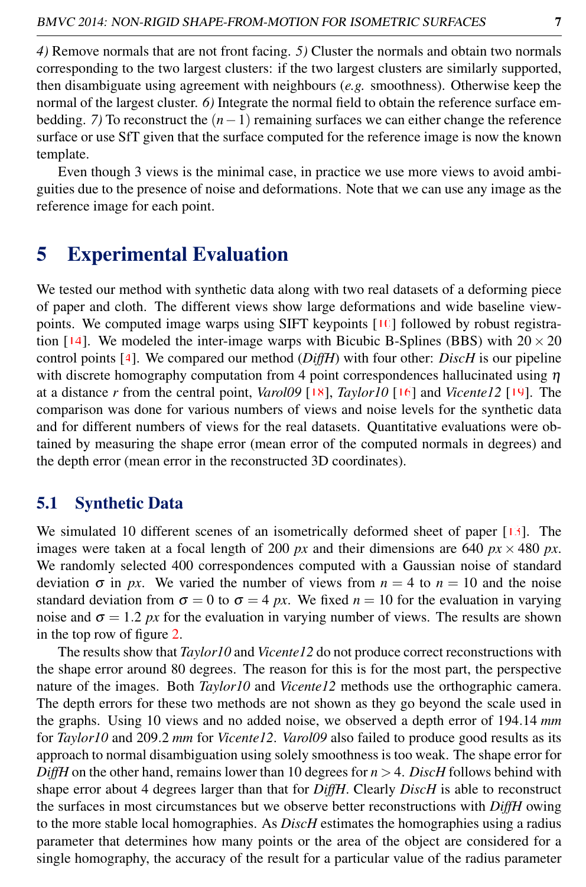*4)* Remove normals that are not front facing. *5)* Cluster the normals and obtain two normals corresponding to the two largest clusters: if the two largest clusters are similarly supported, then disambiguate using agreement with neighbours (*e.g.* smoothness). Otherwise keep the normal of the largest cluster. *6)* Integrate the normal field to obtain the reference surface embedding. *7)* To reconstruct the $(n-1)$ remaining surfaces we can either change the reference surface or use SfT given that the surface computed for the reference image is now the known template.

Even though 3 views is the minimal case, in practice we use more views to avoid ambiguities due to the presence of noise and deformations. Note that we can use any image as the reference image for each point.

# 5 Experimental Evaluation

We tested our method with synthetic data along with two real datasets of a deforming piece of paper and cloth. The different views show large deformations and wide baseline viewpoints. We computed image warps using SIFT keypoints [10] followed by robust registration [14]. We modeled the inter-image warps with Bicubic B-Splines (BBS) with $20 \times 20$ control points [4]. We compared our method (*DiffH*) with four other: *DiscH* is our pipeline with discrete homography computation from 4 point correspondences hallucinated using $\eta$ at a distance $r$ from the central point, *Varol09* [18], *Taylor10* [16] and *Vicente12* [19]. The comparison was done for various numbers of views and noise levels for the synthetic data and for different numbers of views for the real datasets. Quantitative evaluations were obtained by measuring the shape error (mean error of the computed normals in degrees) and the depth error (mean error in the reconstructed 3D coordinates).

## 5.1 Synthetic Data

We simulated 10 different scenes of an isometrically deformed sheet of paper [13]. The images were taken at a focal length of 200 *px* and their dimensions are 640 *px* $\times$ 480 *px*. We randomly selected 400 correspondences computed with a Gaussian noise of standard deviation $\sigma$ in *px*. We varied the number of views from $n = 4$ to $n = 10$ and the noise standard deviation from $\sigma = 0$ to $\sigma = 4$ *px*. We fixed $n = 10$ for the evaluation in varying noise and $\sigma = 1.2$ *px* for the evaluation in varying number of views. The results are shown in the top row of figure 2.

The results show that *Taylor10* and *Vicente12* do not produce correct reconstructions with the shape error around 80 degrees. The reason for this is for the most part, the perspective nature of the images. Both *Taylor10* and *Vicente12* methods use the orthographic camera. The depth errors for these two methods are not shown as they go beyond the scale used in the graphs. Using 10 views and no added noise, we observed a depth error of 194.14 *mm* for *Taylor10* and 209.2 *mm* for *Vicente12*. *Varol09* also failed to produce good results as its approach to normal disambiguation using solely smoothness is too weak. The shape error for *DiffH* on the other hand, remains lower than 10 degrees for $n > 4$. *DiscH* follows behind with shape error about 4 degrees larger than that for *DiffH*. Clearly *DiscH* is able to reconstruct the surfaces in most circumstances but we observe better reconstructions with *DiffH* owing to the more stable local homographies. As *DiscH* estimates the homographies using a radius parameter that determines how many points or the area of the object are considered for a single homography, the accuracy of the result for a particular value of the radius parameter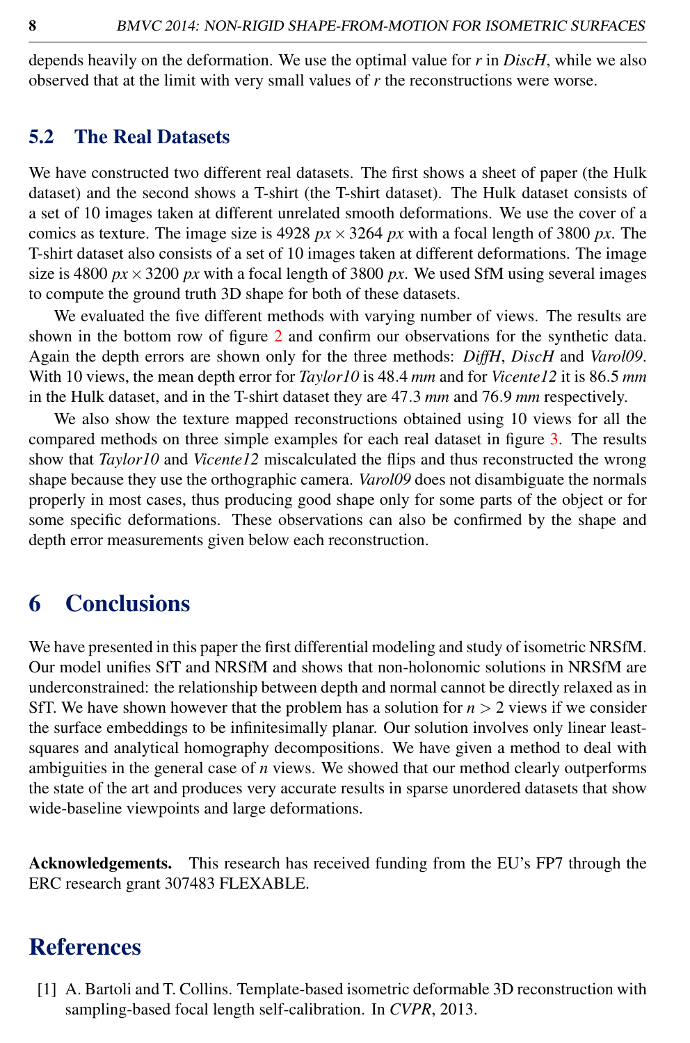depends heavily on the deformation. We use the optimal value for $r$ in *DiscH*, while we also observed that at the limit with very small values of $r$ the reconstructions were worse.

## 5.2 The Real Datasets

We have constructed two different real datasets. The first shows a sheet of paper (the Hulk dataset) and the second shows a T-shirt (the T-shirt dataset). The Hulk dataset consists of a set of 10 images taken at different unrelated smooth deformations. We use the cover of a comics as texture. The image size is $4928\ px \times 3264\ px$ with a focal length of $3800\ px$. The T-shirt dataset also consists of a set of 10 images taken at different deformations. The image size is $4800\ px \times 3200\ px$ with a focal length of $3800\ px$. We used SfM using several images to compute the ground truth 3D shape for both of these datasets.

We evaluated the five different methods with varying number of views. The results are shown in the bottom row of figure 2 and confirm our observations for the synthetic data. Again the depth errors are shown only for the three methods: *DiffH*, *DiscH* and *Varol09*. With 10 views, the mean depth error for *Taylor10* is 48.4 *mm* and for *Vicente12* it is 86.5 *mm* in the Hulk dataset, and in the T-shirt dataset they are 47.3 *mm* and 76.9 *mm* respectively.

We also show the texture mapped reconstructions obtained using 10 views for all the compared methods on three simple examples for each real dataset in figure 3. The results show that *Taylor10* and *Vicente12* miscalculated the flips and thus reconstructed the wrong shape because they use the orthographic camera. *Varol09* does not disambiguate the normals properly in most cases, thus producing good shape only for some parts of the object or for some specific deformations. These observations can also be confirmed by the shape and depth error measurements given below each reconstruction.

# 6 Conclusions

We have presented in this paper the first differential modeling and study of isometric NRSfM. Our model unifies SfT and NRSfM and shows that non-holonomic solutions in NRSfM are underconstrained: the relationship between depth and normal cannot be directly relaxed as in SfT. We have shown however that the problem has a solution for $n > 2$ views if we consider the surface embeddings to be infinitesimally planar. Our solution involves only linear least-squares and analytical homography decompositions. We have given a method to deal with ambiguities in the general case of $n$ views. We showed that our method clearly outperforms the state of the art and produces very accurate results in sparse unordered datasets that show wide-baseline viewpoints and large deformations.

**Acknowledgements.** This research has received funding from the EU's FP7 through the ERC research grant 307483 FLEXABLE.

# References

[1] A. Bartoli and T. Collins. Template-based isometric deformable 3D reconstruction with sampling-based focal length self-calibration. In *CVPR*, 2013.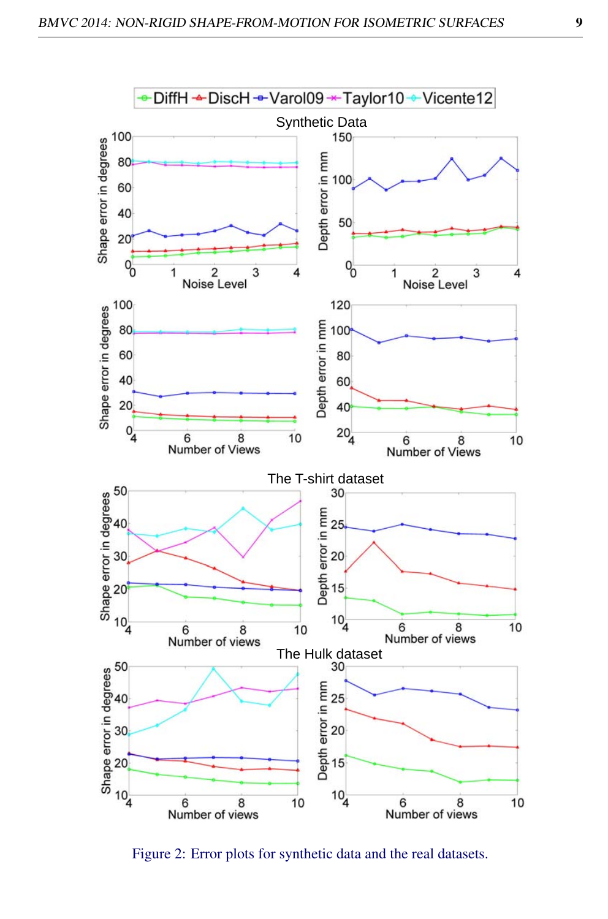Figure 2: Error plots for synthetic data and the real datasets.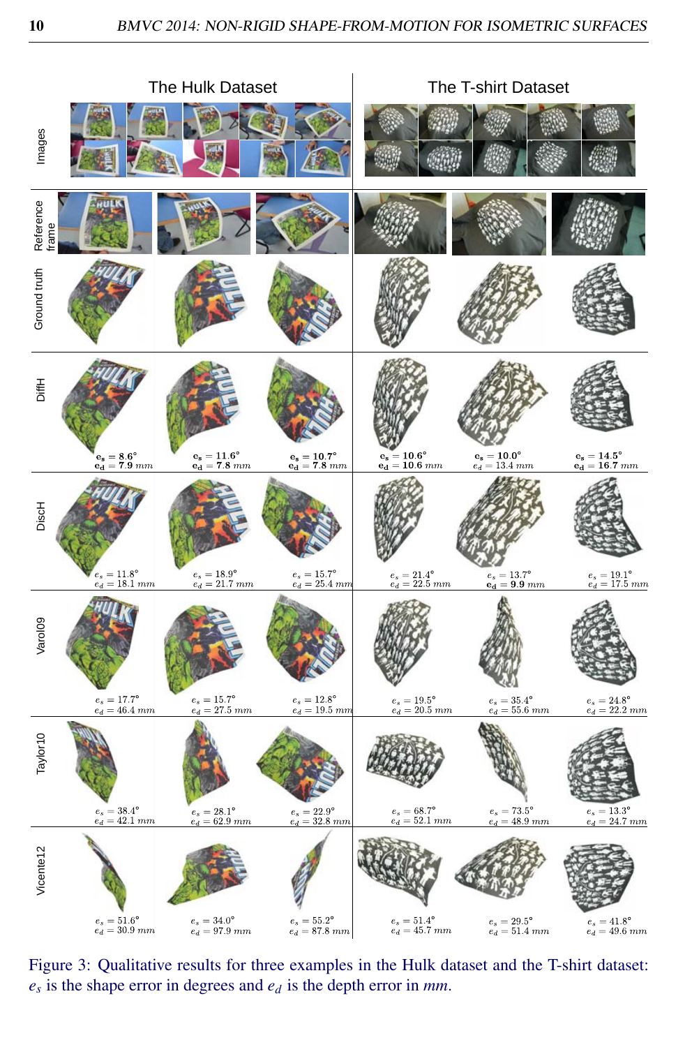| | The Hulk Dataset | | | The T-shirt Dataset | | |
|---|---|---|---|---|---|---|
| DiffH | $\mathbf{e_s = 8.6^\circ}$, $\mathbf{e_d = 7.9}$ *mm* | $\mathbf{e_s = 11.6^\circ}$, $\mathbf{e_d = 7.8}$ *mm* | $\mathbf{e_s = 10.7^\circ}$, $\mathbf{e_d = 7.8}$ *mm* | $\mathbf{e_s = 10.6^\circ}$, $\mathbf{e_d = 10.6}$ *mm* | $\mathbf{e_s = 10.0^\circ}$, $e_d = 13.4$ *mm* | $\mathbf{e_s = 14.5^\circ}$, $\mathbf{e_d = 16.7}$ *mm* |
| DiscH | $e_s = 11.8^\circ$, $e_d = 18.1$ *mm* | $e_s = 18.9^\circ$, $e_d = 21.7$ *mm* | $e_s = 15.7^\circ$, $e_d = 25.4$ *mm* | $e_s = 21.4^\circ$, $e_d = 22.5$ *mm* | $e_s = 13.7^\circ$, $\mathbf{e_d = 9.9}$ *mm* | $e_s = 19.1^\circ$, $e_d = 17.5$ *mm* |
| Varol09 | $e_s = 17.7^\circ$, $e_d = 46.4$ *mm* | $e_s = 15.7^\circ$, $e_d = 27.5$ *mm* | $e_s = 12.8^\circ$, $e_d = 19.5$ *mm* | $e_s = 19.5^\circ$, $e_d = 20.5$ *mm* | $e_s = 35.4^\circ$, $e_d = 55.6$ *mm* | $e_s = 24.8^\circ$, $e_d = 22.2$ *mm* |
| Taylor10 | $e_s = 38.4^\circ$, $e_d = 42.1$ *mm* | $e_s = 28.1^\circ$, $e_d = 62.9$ *mm* | $e_s = 22.9^\circ$, $e_d = 32.8$ *mm* | $e_s = 68.7^\circ$, $e_d = 52.1$ *mm* | $e_s = 73.5^\circ$, $e_d = 48.9$ *mm* | $e_s = 13.3^\circ$, $e_d = 24.7$ *mm* |
| Vicente12 | $e_s = 51.6^\circ$, $e_d = 30.9$ *mm* | $e_s = 34.0^\circ$, $e_d = 97.9$ *mm* | $e_s = 55.2^\circ$, $e_d = 87.8$ *mm* | $e_s = 51.4^\circ$, $e_d = 45.7$ *mm* | $e_s = 29.5^\circ$, $e_d = 51.4$ *mm* | $e_s = 41.8^\circ$, $e_d = 49.6$ *mm* |

Figure 3: Qualitative results for three examples in the Hulk dataset and the T-shirt dataset: $e_s$ is the shape error in degrees and $e_d$ is the depth error in *mm*.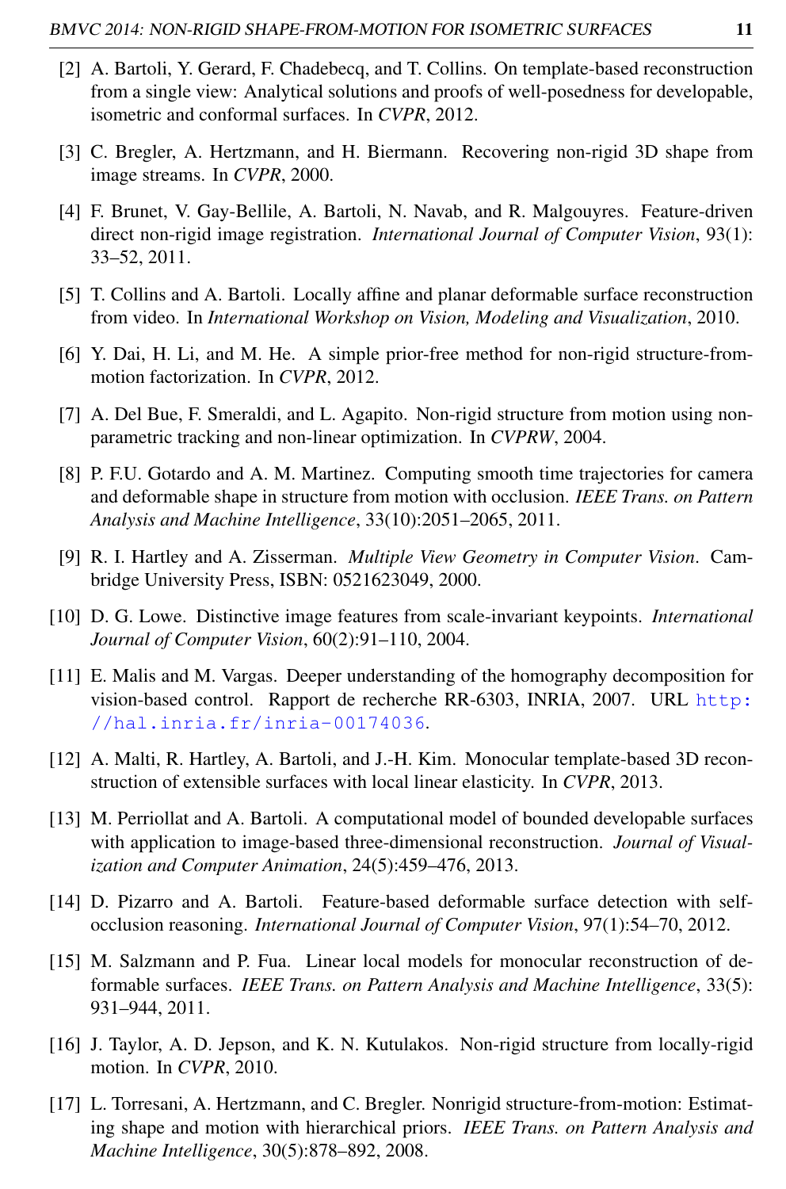[2] A. Bartoli, Y. Gerard, F. Chadebecq, and T. Collins. On template-based reconstruction from a single view: Analytical solutions and proofs of well-posedness for developable, isometric and conformal surfaces. In *CVPR*, 2012.

[3] C. Bregler, A. Hertzmann, and H. Biermann. Recovering non-rigid 3D shape from image streams. In *CVPR*, 2000.

[4] F. Brunet, V. Gay-Bellile, A. Bartoli, N. Navab, and R. Malgouyres. Feature-driven direct non-rigid image registration. *International Journal of Computer Vision*, 93(1): 33–52, 2011.

[5] T. Collins and A. Bartoli. Locally affine and planar deformable surface reconstruction from video. In *International Workshop on Vision, Modeling and Visualization*, 2010.

[6] Y. Dai, H. Li, and M. He. A simple prior-free method for non-rigid structure-from-motion factorization. In *CVPR*, 2012.

[7] A. Del Bue, F. Smeraldi, and L. Agapito. Non-rigid structure from motion using non-parametric tracking and non-linear optimization. In *CVPRW*, 2004.

[8] P. F.U. Gotardo and A. M. Martinez. Computing smooth time trajectories for camera and deformable shape in structure from motion with occlusion. *IEEE Trans. on Pattern Analysis and Machine Intelligence*, 33(10):2051–2065, 2011.

[9] R. I. Hartley and A. Zisserman. *Multiple View Geometry in Computer Vision*. Cambridge University Press, ISBN: 0521623049, 2000.

[10] D. G. Lowe. Distinctive image features from scale-invariant keypoints. *International Journal of Computer Vision*, 60(2):91–110, 2004.

[11] E. Malis and M. Vargas. Deeper understanding of the homography decomposition for vision-based control. Rapport de recherche RR-6303, INRIA, 2007. URL http://hal.inria.fr/inria-00174036.

[12] A. Malti, R. Hartley, A. Bartoli, and J.-H. Kim. Monocular template-based 3D reconstruction of extensible surfaces with local linear elasticity. In *CVPR*, 2013.

[13] M. Perriollat and A. Bartoli. A computational model of bounded developable surfaces with application to image-based three-dimensional reconstruction. *Journal of Visualization and Computer Animation*, 24(5):459–476, 2013.

[14] D. Pizarro and A. Bartoli. Feature-based deformable surface detection with self-occlusion reasoning. *International Journal of Computer Vision*, 97(1):54–70, 2012.

[15] M. Salzmann and P. Fua. Linear local models for monocular reconstruction of deformable surfaces. *IEEE Trans. on Pattern Analysis and Machine Intelligence*, 33(5): 931–944, 2011.

[16] J. Taylor, A. D. Jepson, and K. N. Kutulakos. Non-rigid structure from locally-rigid motion. In *CVPR*, 2010.

[17] L. Torresani, A. Hertzmann, and C. Bregler. Nonrigid structure-from-motion: Estimating shape and motion with hierarchical priors. *IEEE Trans. on Pattern Analysis and Machine Intelligence*, 30(5):878–892, 2008.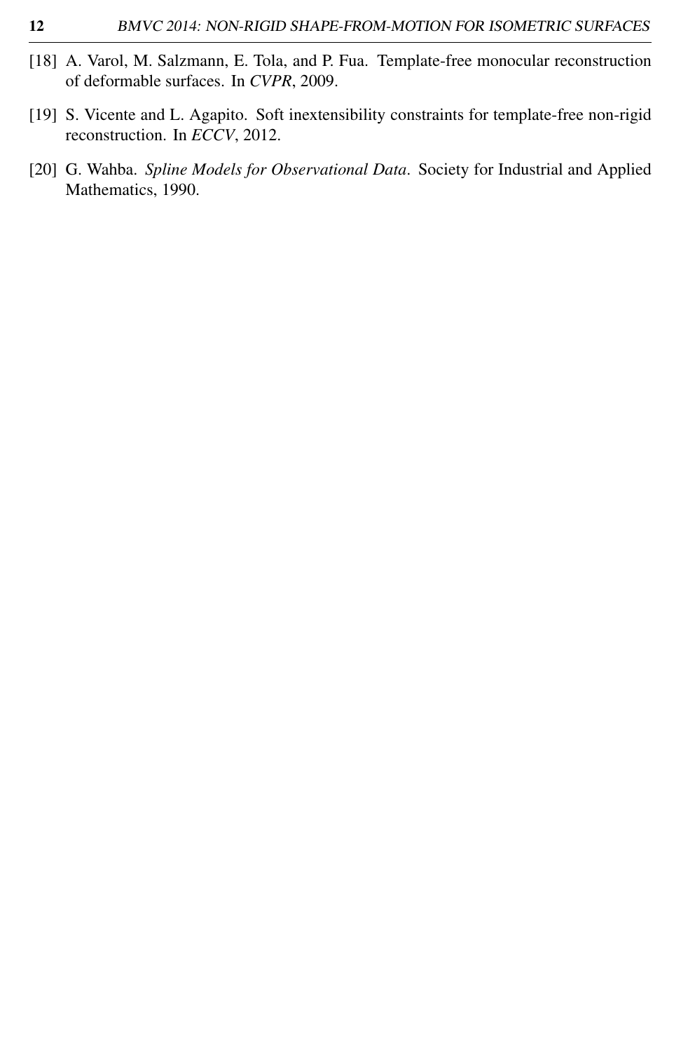[18] A. Varol, M. Salzmann, E. Tola, and P. Fua. Template-free monocular reconstruction of deformable surfaces. In *CVPR*, 2009.

[19] S. Vicente and L. Agapito. Soft inextensibility constraints for template-free non-rigid reconstruction. In *ECCV*, 2012.

[20] G. Wahba. *Spline Models for Observational Data*. Society for Industrial and Applied Mathematics, 1990.